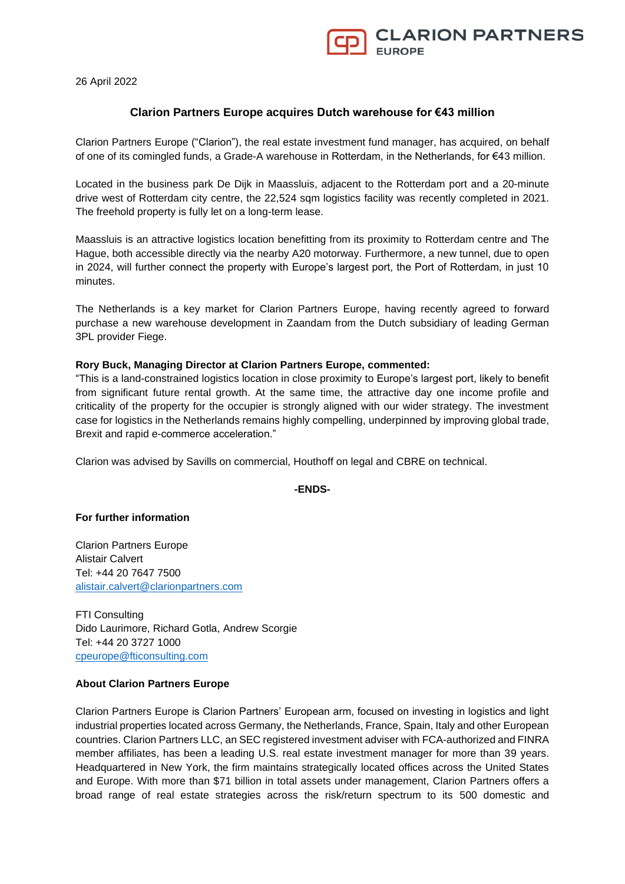CLARION PARTNERS EUROPE

26 April 2022

## Clarion Partners Europe acquires Dutch warehouse for €43 million

Clarion Partners Europe ("Clarion"), the real estate investment fund manager, has acquired, on behalf of one of its comingled funds, a Grade-A warehouse in Rotterdam, in the Netherlands, for €43 million.

Located in the business park De Dijk in Maassluis, adjacent to the Rotterdam port and a 20-minute drive west of Rotterdam city centre, the 22,524 sqm logistics facility was recently completed in 2021. The freehold property is fully let on a long-term lease.

Maassluis is an attractive logistics location benefitting from its proximity to Rotterdam centre and The Hague, both accessible directly via the nearby A20 motorway. Furthermore, a new tunnel, due to open in 2024, will further connect the property with Europe's largest port, the Port of Rotterdam, in just 10 minutes.

The Netherlands is a key market for Clarion Partners Europe, having recently agreed to forward purchase a new warehouse development in Zaandam from the Dutch subsidiary of leading German 3PL provider Fiege.

**Rory Buck, Managing Director at Clarion Partners Europe, commented:**
"This is a land-constrained logistics location in close proximity to Europe's largest port, likely to benefit from significant future rental growth. At the same time, the attractive day one income profile and criticality of the property for the occupier is strongly aligned with our wider strategy. The investment case for logistics in the Netherlands remains highly compelling, underpinned by improving global trade, Brexit and rapid e-commerce acceleration."

Clarion was advised by Savills on commercial, Houthoff on legal and CBRE on technical.

**-ENDS-**

**For further information**

Clarion Partners Europe
Alistair Calvert
Tel: +44 20 7647 7500
alistair.calvert@clarionpartners.com

FTI Consulting
Dido Laurimore, Richard Gotla, Andrew Scorgie
Tel: +44 20 3727 1000
cpeurope@fticonsulting.com

**About Clarion Partners Europe**

Clarion Partners Europe is Clarion Partners' European arm, focused on investing in logistics and light industrial properties located across Germany, the Netherlands, France, Spain, Italy and other European countries. Clarion Partners LLC, an SEC registered investment adviser with FCA-authorized and FINRA member affiliates, has been a leading U.S. real estate investment manager for more than 39 years. Headquartered in New York, the firm maintains strategically located offices across the United States and Europe. With more than $71 billion in total assets under management, Clarion Partners offers a broad range of real estate strategies across the risk/return spectrum to its 500 domestic and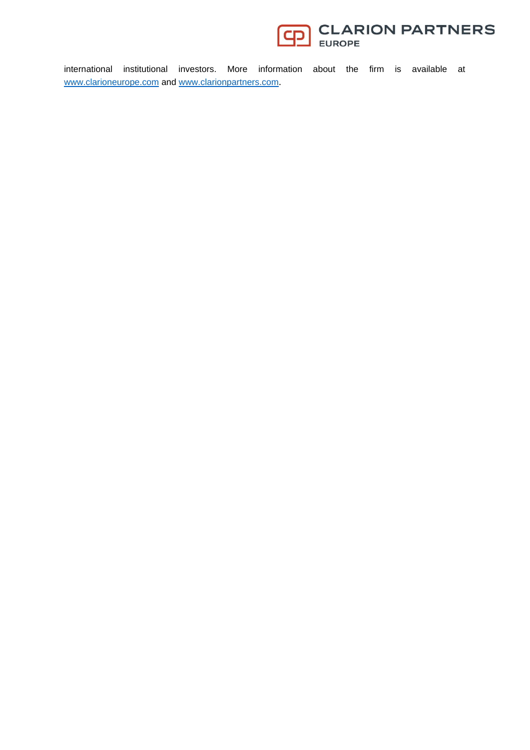international institutional investors. More information about the firm is available at [www.clarioneurope.com](http://www.clarioneurope.com) and [www.clarionpartners.com](http://www.clarionpartners.com).